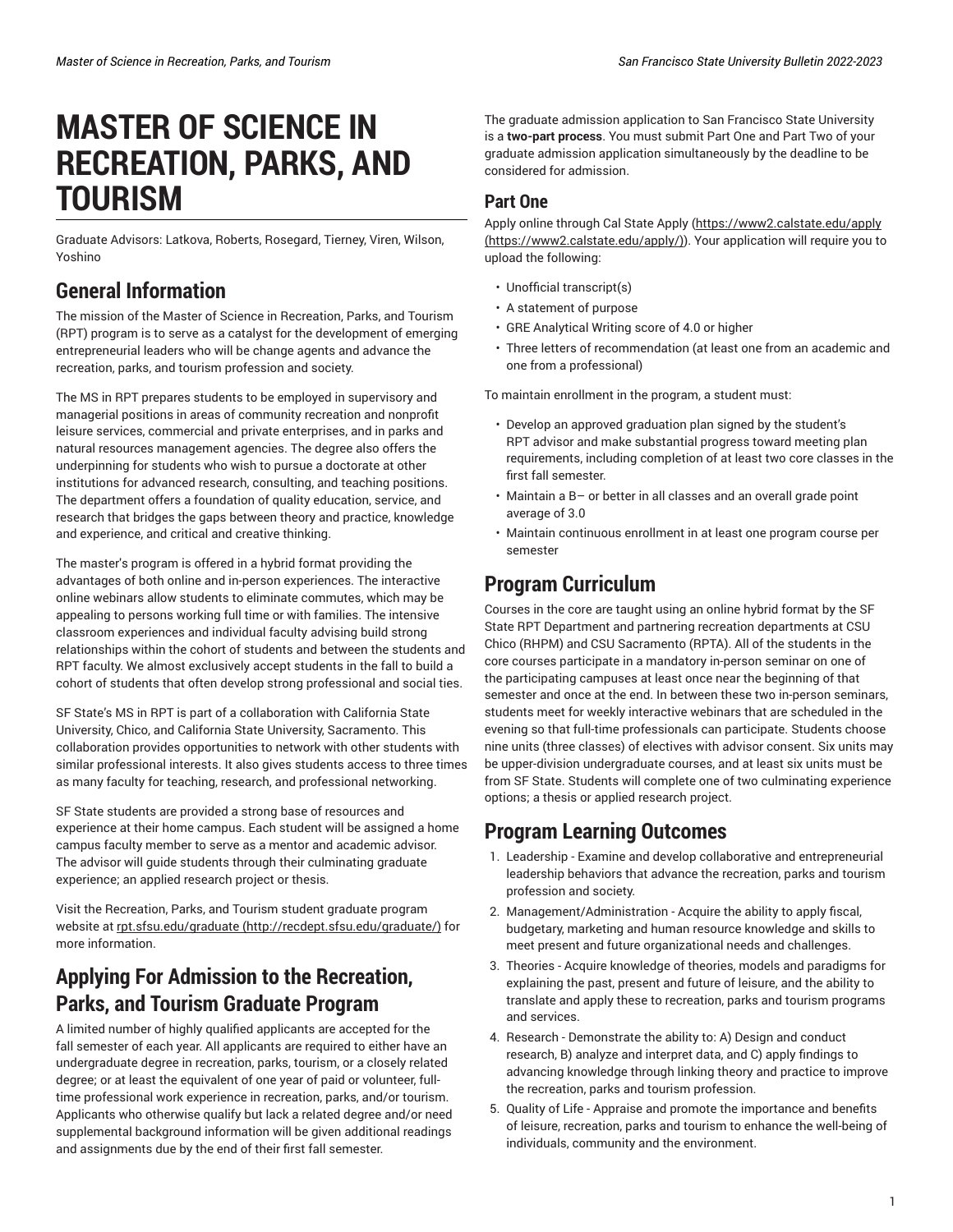# MASTER OF SCIENCE IN RECREATION, PARKS, AND TOURISM

Graduate Advisors: Latkova, Roberts, Rosegard, Tierney, Viren, Wilson, Yoshino

## General Information

The mission of the Master of Science in Recreation, Parks, and Tourism (RPT) program is to serve as a catalyst for the development of emerging entrepreneurial leaders who will be change agents and advance the recreation, parks, and tourism profession and society.

The MS in RPT prepares students to be employed in supervisory and managerial positions in areas of community recreation and nonprofit leisure services, commercial and private enterprises, and in parks and natural resources management agencies. The degree also offers the underpinning for students who wish to pursue a doctorate at other institutions for advanced research, consulting, and teaching positions. The department offers a foundation of quality education, service, and research that bridges the gaps between theory and practice, knowledge and experience, and critical and creative thinking.

The master's program is offered in a hybrid format providing the advantages of both online and in-person experiences. The interactive online webinars allow students to eliminate commutes, which may be appealing to persons working full time or with families. The intensive classroom experiences and individual faculty advising build strong relationships within the cohort of students and between the students and RPT faculty. We almost exclusively accept students in the fall to build a cohort of students that often develop strong professional and social ties.

SF State's MS in RPT is part of a collaboration with California State University, Chico, and California State University, Sacramento. This collaboration provides opportunities to network with other students with similar professional interests. It also gives students access to three times as many faculty for teaching, research, and professional networking.

SF State students are provided a strong base of resources and experience at their home campus. Each student will be assigned a home campus faculty member to serve as a mentor and academic advisor. The advisor will guide students through their culminating graduate experience; an applied research project or thesis.

Visit the Recreation, Parks, and Tourism student graduate program website at [rpt.sfsu.edu/graduate (http://recdept.sfsu.edu/graduate/)](http://recdept.sfsu.edu/graduate/) for more information.

## Applying For Admission to the Recreation, Parks, and Tourism Graduate Program

A limited number of highly qualified applicants are accepted for the fall semester of each year. All applicants are required to either have an undergraduate degree in recreation, parks, tourism, or a closely related degree; or at least the equivalent of one year of paid or volunteer, full-time professional work experience in recreation, parks, and/or tourism. Applicants who otherwise qualify but lack a related degree and/or need supplemental background information will be given additional readings and assignments due by the end of their first fall semester.

The graduate admission application to San Francisco State University is a **two-part process**. You must submit Part One and Part Two of your graduate admission application simultaneously by the deadline to be considered for admission.

### Part One

Apply online through Cal State Apply ([https://www2.calstate.edu/apply (https://www2.calstate.edu/apply/)](https://www2.calstate.edu/apply/)). Your application will require you to upload the following:

- Unofficial transcript(s)
- A statement of purpose
- GRE Analytical Writing score of 4.0 or higher
- Three letters of recommendation (at least one from an academic and one from a professional)

To maintain enrollment in the program, a student must:

- Develop an approved graduation plan signed by the student's RPT advisor and make substantial progress toward meeting plan requirements, including completion of at least two core classes in the first fall semester.
- Maintain a B– or better in all classes and an overall grade point average of 3.0
- Maintain continuous enrollment in at least one program course per semester

## Program Curriculum

Courses in the core are taught using an online hybrid format by the SF State RPT Department and partnering recreation departments at CSU Chico (RHPM) and CSU Sacramento (RPTA). All of the students in the core courses participate in a mandatory in-person seminar on one of the participating campuses at least once near the beginning of that semester and once at the end. In between these two in-person seminars, students meet for weekly interactive webinars that are scheduled in the evening so that full-time professionals can participate. Students choose nine units (three classes) of electives with advisor consent. Six units may be upper-division undergraduate courses, and at least six units must be from SF State. Students will complete one of two culminating experience options; a thesis or applied research project.

## Program Learning Outcomes

1. Leadership - Examine and develop collaborative and entrepreneurial leadership behaviors that advance the recreation, parks and tourism profession and society.
2. Management/Administration - Acquire the ability to apply fiscal, budgetary, marketing and human resource knowledge and skills to meet present and future organizational needs and challenges.
3. Theories - Acquire knowledge of theories, models and paradigms for explaining the past, present and future of leisure, and the ability to translate and apply these to recreation, parks and tourism programs and services.
4. Research - Demonstrate the ability to: A) Design and conduct research, B) analyze and interpret data, and C) apply findings to advancing knowledge through linking theory and practice to improve the recreation, parks and tourism profession.
5. Quality of Life - Appraise and promote the importance and benefits of leisure, recreation, parks and tourism to enhance the well-being of individuals, community and the environment.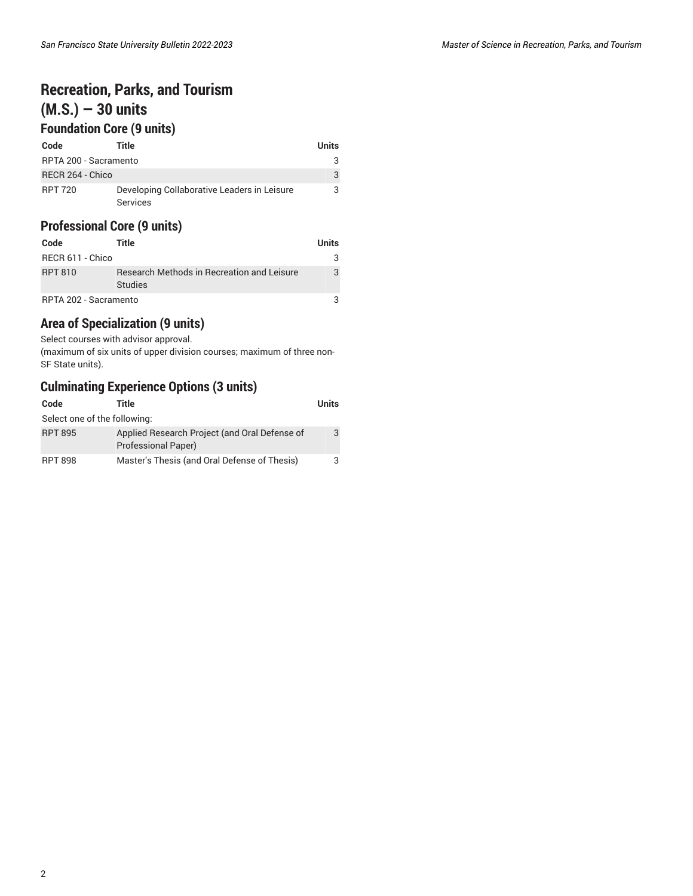# Recreation, Parks, and Tourism (M.S.) — 30 units

## Foundation Core (9 units)

| Code | Title | Units |
|---|---|---|
| RPTA 200 - Sacramento | | 3 |
| RECR 264 - Chico | | 3 |
| RPT 720 | Developing Collaborative Leaders in Leisure Services | 3 |

## Professional Core (9 units)

| Code | Title | Units |
|---|---|---|
| RECR 611 - Chico | | 3 |
| RPT 810 | Research Methods in Recreation and Leisure Studies | 3 |
| RPTA 202 - Sacramento | | 3 |

## Area of Specialization (9 units)

Select courses with advisor approval.
(maximum of six units of upper division courses; maximum of three non-SF State units).

## Culminating Experience Options (3 units)

| Code | Title | Units |
|---|---|---|
| Select one of the following: | | |
| RPT 895 | Applied Research Project (and Oral Defense of Professional Paper) | 3 |
| RPT 898 | Master's Thesis (and Oral Defense of Thesis) | 3 |